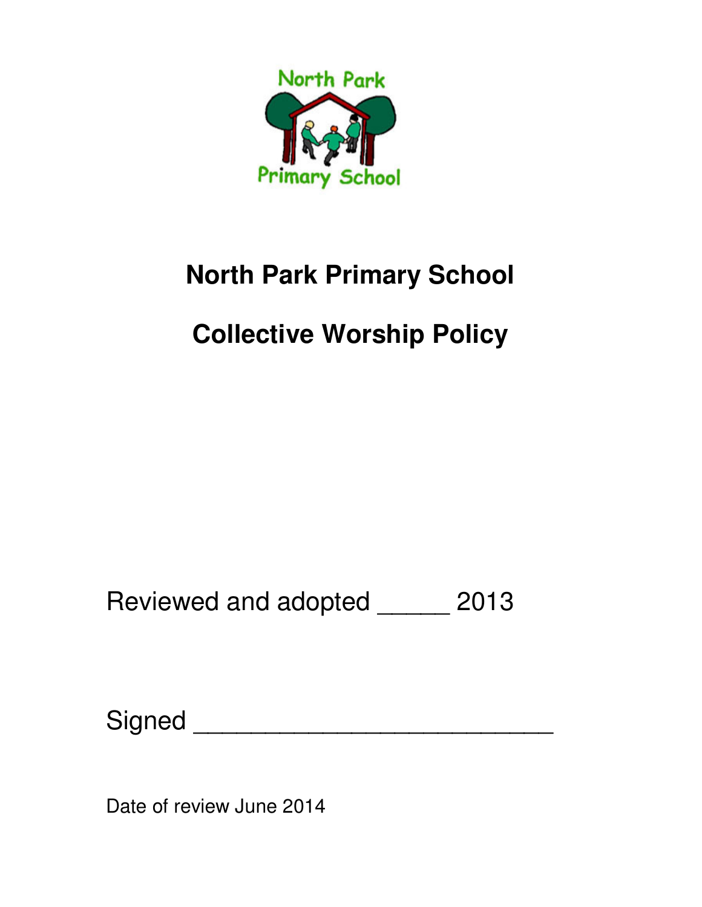# North Park Primary School

# Collective Worship Policy

Reviewed and adopted _____ 2013

Signed _________________________

Date of review June 2014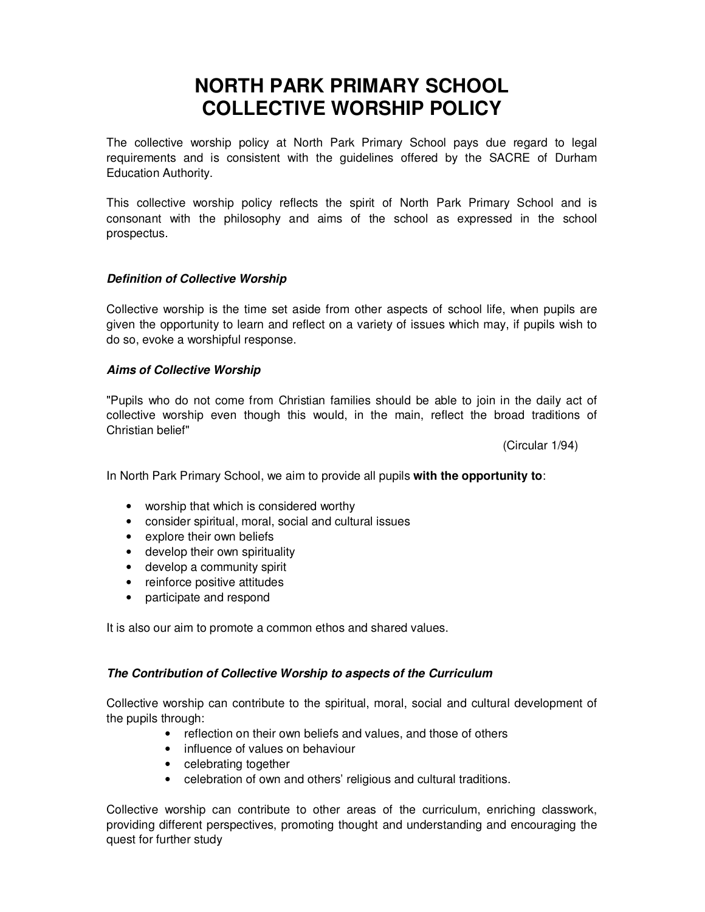# NORTH PARK PRIMARY SCHOOL
# COLLECTIVE WORSHIP POLICY

The collective worship policy at North Park Primary School pays due regard to legal requirements and is consistent with the guidelines offered by the SACRE of Durham Education Authority.

This collective worship policy reflects the spirit of North Park Primary School and is consonant with the philosophy and aims of the school as expressed in the school prospectus.

### *Definition of Collective Worship*

Collective worship is the time set aside from other aspects of school life, when pupils are given the opportunity to learn and reflect on a variety of issues which may, if pupils wish to do so, evoke a worshipful response.

### *Aims of Collective Worship*

"Pupils who do not come from Christian families should be able to join in the daily act of collective worship even though this would, in the main, reflect the broad traditions of Christian belief"

(Circular 1/94)

In North Park Primary School, we aim to provide all pupils **with the opportunity to**:

- worship that which is considered worthy
- consider spiritual, moral, social and cultural issues
- explore their own beliefs
- develop their own spirituality
- develop a community spirit
- reinforce positive attitudes
- participate and respond

It is also our aim to promote a common ethos and shared values.

### *The Contribution of Collective Worship to aspects of the Curriculum*

Collective worship can contribute to the spiritual, moral, social and cultural development of the pupils through:

- reflection on their own beliefs and values, and those of others
- influence of values on behaviour
- celebrating together
- celebration of own and others' religious and cultural traditions.

Collective worship can contribute to other areas of the curriculum, enriching classwork, providing different perspectives, promoting thought and understanding and encouraging the quest for further study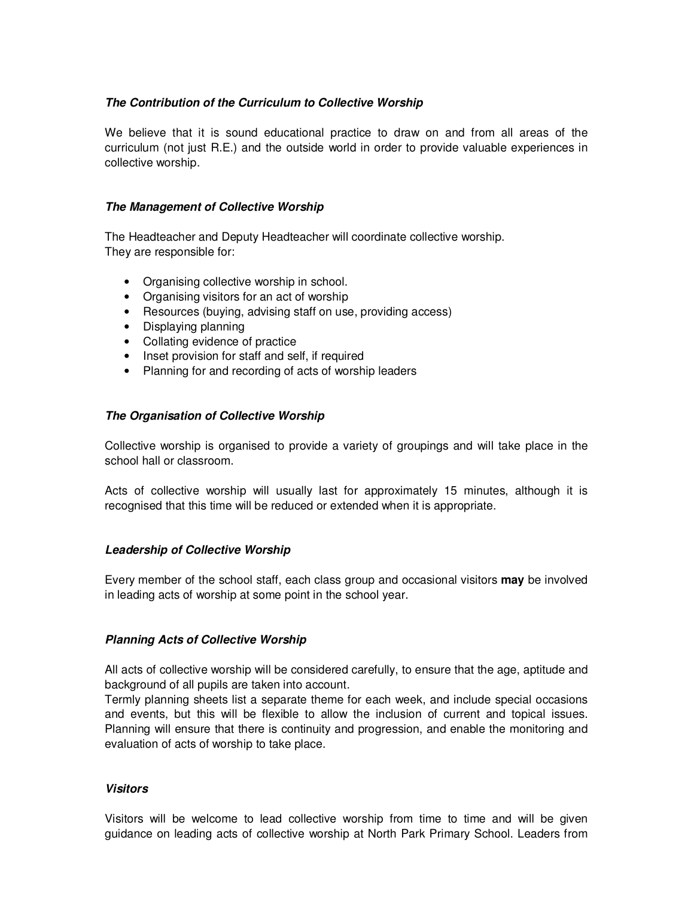### *The Contribution of the Curriculum to Collective Worship*

We believe that it is sound educational practice to draw on and from all areas of the curriculum (not just R.E.) and the outside world in order to provide valuable experiences in collective worship.

### *The Management of Collective Worship*

The Headteacher and Deputy Headteacher will coordinate collective worship.
They are responsible for:

- Organising collective worship in school.
- Organising visitors for an act of worship
- Resources (buying, advising staff on use, providing access)
- Displaying planning
- Collating evidence of practice
- Inset provision for staff and self, if required
- Planning for and recording of acts of worship leaders

### *The Organisation of Collective Worship*

Collective worship is organised to provide a variety of groupings and will take place in the school hall or classroom.

Acts of collective worship will usually last for approximately 15 minutes, although it is recognised that this time will be reduced or extended when it is appropriate.

### *Leadership of Collective Worship*

Every member of the school staff, each class group and occasional visitors **may** be involved in leading acts of worship at some point in the school year.

### *Planning Acts of Collective Worship*

All acts of collective worship will be considered carefully, to ensure that the age, aptitude and background of all pupils are taken into account.
Termly planning sheets list a separate theme for each week, and include special occasions and events, but this will be flexible to allow the inclusion of current and topical issues. Planning will ensure that there is continuity and progression, and enable the monitoring and evaluation of acts of worship to take place.

### *Visitors*

Visitors will be welcome to lead collective worship from time to time and will be given guidance on leading acts of collective worship at North Park Primary School. Leaders from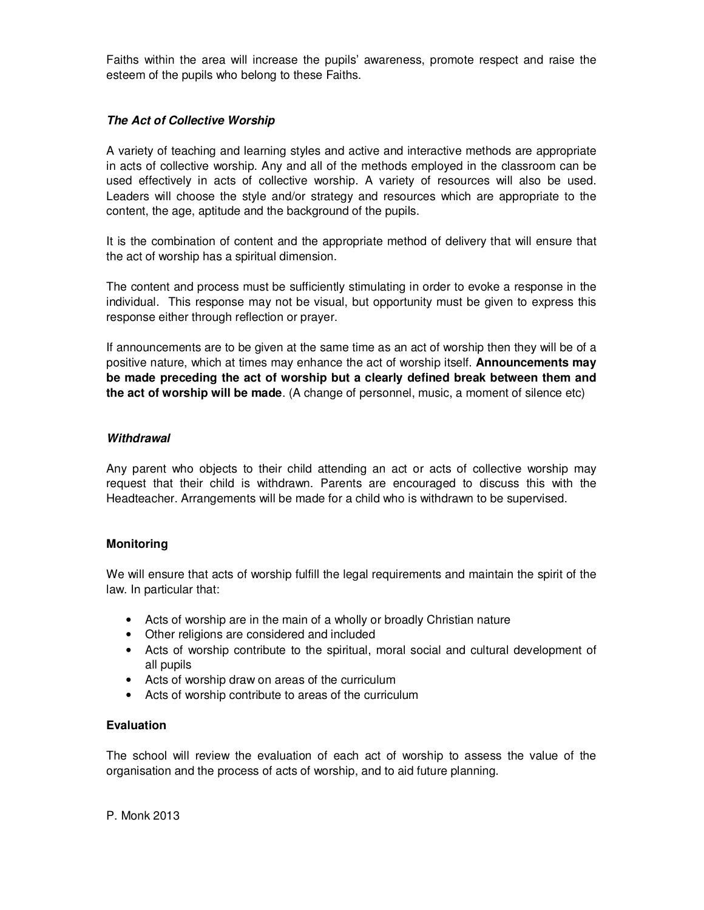Faiths within the area will increase the pupils' awareness, promote respect and raise the esteem of the pupils who belong to these Faiths.

### ***The Act of Collective Worship***

A variety of teaching and learning styles and active and interactive methods are appropriate in acts of collective worship. Any and all of the methods employed in the classroom can be used effectively in acts of collective worship. A variety of resources will also be used. Leaders will choose the style and/or strategy and resources which are appropriate to the content, the age, aptitude and the background of the pupils.

It is the combination of content and the appropriate method of delivery that will ensure that the act of worship has a spiritual dimension.

The content and process must be sufficiently stimulating in order to evoke a response in the individual. This response may not be visual, but opportunity must be given to express this response either through reflection or prayer.

If announcements are to be given at the same time as an act of worship then they will be of a positive nature, which at times may enhance the act of worship itself. **Announcements may be made preceding the act of worship but a clearly defined break between them and the act of worship will be made**. (A change of personnel, music, a moment of silence etc)

### ***Withdrawal***

Any parent who objects to their child attending an act or acts of collective worship may request that their child is withdrawn. Parents are encouraged to discuss this with the Headteacher. Arrangements will be made for a child who is withdrawn to be supervised.

### **Monitoring**

We will ensure that acts of worship fulfill the legal requirements and maintain the spirit of the law. In particular that:

- Acts of worship are in the main of a wholly or broadly Christian nature
- Other religions are considered and included
- Acts of worship contribute to the spiritual, moral social and cultural development of all pupils
- Acts of worship draw on areas of the curriculum
- Acts of worship contribute to areas of the curriculum

### **Evaluation**

The school will review the evaluation of each act of worship to assess the value of the organisation and the process of acts of worship, and to aid future planning.

P. Monk 2013